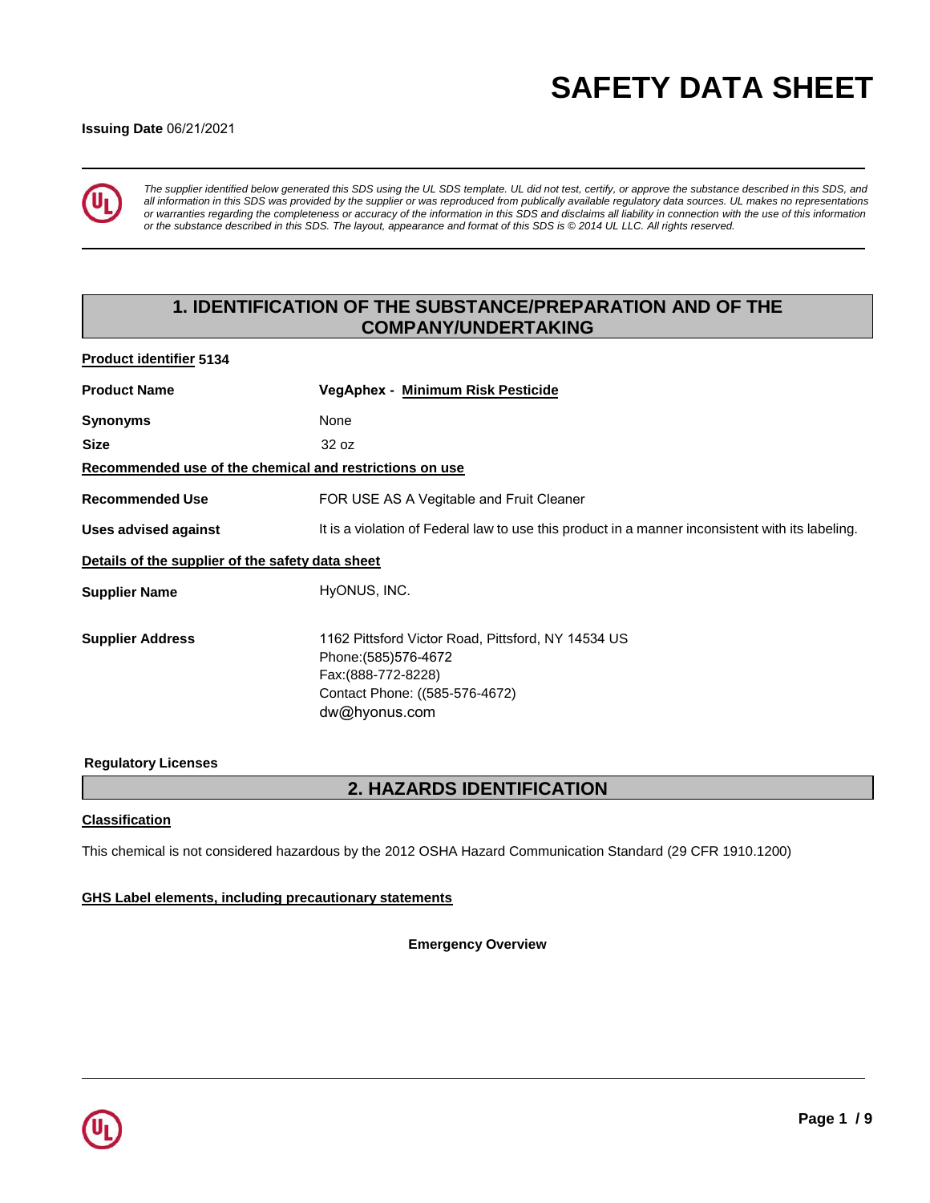# SAFETY DATA SHEET

**Issuing Date** 06/21/2021

*The supplier identified below generated this SDS using the UL SDS template. UL did not test, certify, or approve the substance described in this SDS, and all information in this SDS was provided by the supplier or was reproduced from publically available regulatory data sources. UL makes no representations or warranties regarding the completeness or accuracy of the information in this SDS and disclaims all liability in connection with the use of this information or the substance described in this SDS. The layout, appearance and format of this SDS is © 2014 UL LLC. All rights reserved.*

## 1. IDENTIFICATION OF THE SUBSTANCE/PREPARATION AND OF THE COMPANY/UNDERTAKING

**Product identifier 5134**

| | |
|---|---|
| **Product Name** | **VegAphex - Minimum Risk Pesticide** |
| **Synonyms** | None |
| **Size** | 32 oz |

**Recommended use of the chemical and restrictions on use**

| | |
|---|---|
| **Recommended Use** | FOR USE AS A Vegitable and Fruit Cleaner |
| **Uses advised against** | It is a violation of Federal law to use this product in a manner inconsistent with its labeling. |

**Details of the supplier of the safety data sheet**

| | |
|---|---|
| **Supplier Name** | HyONUS, INC. |
| **Supplier Address** | 1162 Pittsford Victor Road, Pittsford, NY 14534 US<br>Phone:(585)576-4672<br>Fax:(888-772-8228)<br>Contact Phone: ((585-576-4672)<br>dw@hyonus.com |

**Regulatory Licenses**

## 2. HAZARDS IDENTIFICATION

**Classification**

This chemical is not considered hazardous by the 2012 OSHA Hazard Communication Standard (29 CFR 1910.1200)

**GHS Label elements, including precautionary statements**

**Emergency Overview**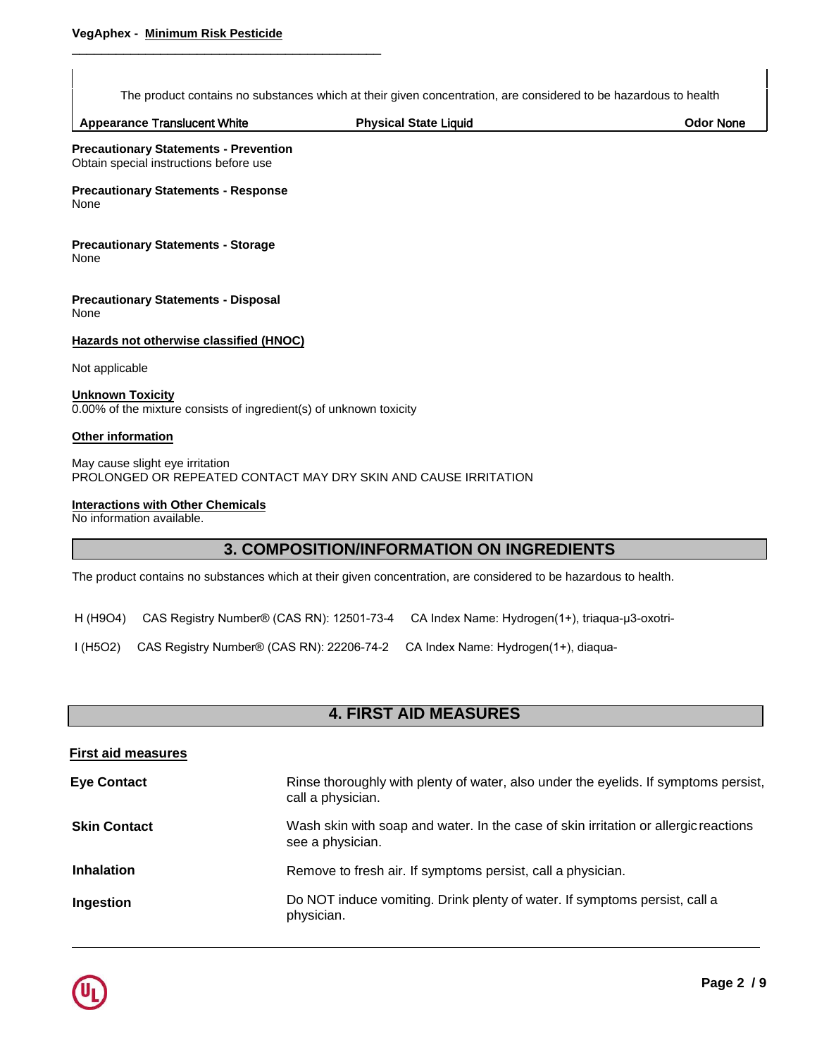The product contains no substances which at their given concentration, are considered to be hazardous to health

| **Appearance** Translucent White | **Physical State** Liquid | **Odor** None |
|---|---|---|

**Precautionary Statements - Prevention**
Obtain special instructions before use

**Precautionary Statements - Response**
None

**Precautionary Statements - Storage**
None

**Precautionary Statements - Disposal**
None

**Hazards not otherwise classified (HNOC)**

Not applicable

**Unknown Toxicity**
0.00% of the mixture consists of ingredient(s) of unknown toxicity

**Other information**

May cause slight eye irritation
PROLONGED OR REPEATED CONTACT MAY DRY SKIN AND CAUSE IRRITATION

**Interactions with Other Chemicals**
No information available.

## 3. COMPOSITION/INFORMATION ON INGREDIENTS

The product contains no substances which at their given concentration, are considered to be hazardous to health.

H ($H_9O_4$) CAS Registry Number® (CAS RN): 12501-73-4 CA Index Name: Hydrogen(1+), triaqua-μ3-oxotri-

I ($H_5O_2$) CAS Registry Number® (CAS RN): 22206-74-2 CA Index Name: Hydrogen(1+), diaqua-

## 4. FIRST AID MEASURES

**First aid measures**

| | |
|---|---|
| **Eye Contact** | Rinse thoroughly with plenty of water, also under the eyelids. If symptoms persist, call a physician. |
| **Skin Contact** | Wash skin with soap and water. In the case of skin irritation or allergic reactions see a physician. |
| **Inhalation** | Remove to fresh air. If symptoms persist, call a physician. |
| **Ingestion** | Do NOT induce vomiting. Drink plenty of water. If symptoms persist, call a physician. |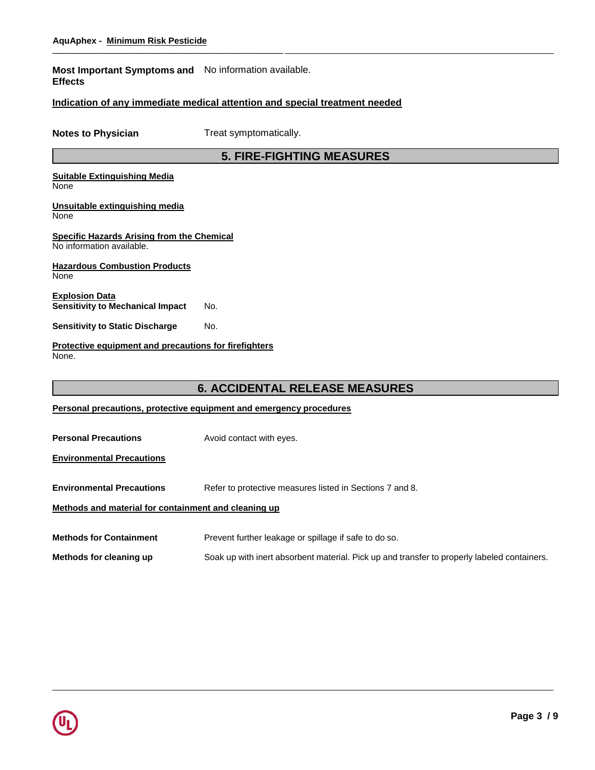**Most Important Symptoms and Effects** No information available.

**Indication of any immediate medical attention and special treatment needed**

**Notes to Physician** Treat symptomatically.

## 5. FIRE-FIGHTING MEASURES

**Suitable Extinguishing Media**
None

**Unsuitable extinguishing media**
None

**Specific Hazards Arising from the Chemical**
No information available.

**Hazardous Combustion Products**
None

**Explosion Data**
**Sensitivity to Mechanical Impact** No.

**Sensitivity to Static Discharge** No.

**Protective equipment and precautions for firefighters**
None.

## 6. ACCIDENTAL RELEASE MEASURES

**Personal precautions, protective equipment and emergency procedures**

**Personal Precautions** Avoid contact with eyes.

**Environmental Precautions**

**Environmental Precautions** Refer to protective measures listed in Sections 7 and 8.

**Methods and material for containment and cleaning up**

**Methods for Containment** Prevent further leakage or spillage if safe to do so.

**Methods for cleaning up** Soak up with inert absorbent material. Pick up and transfer to properly labeled containers.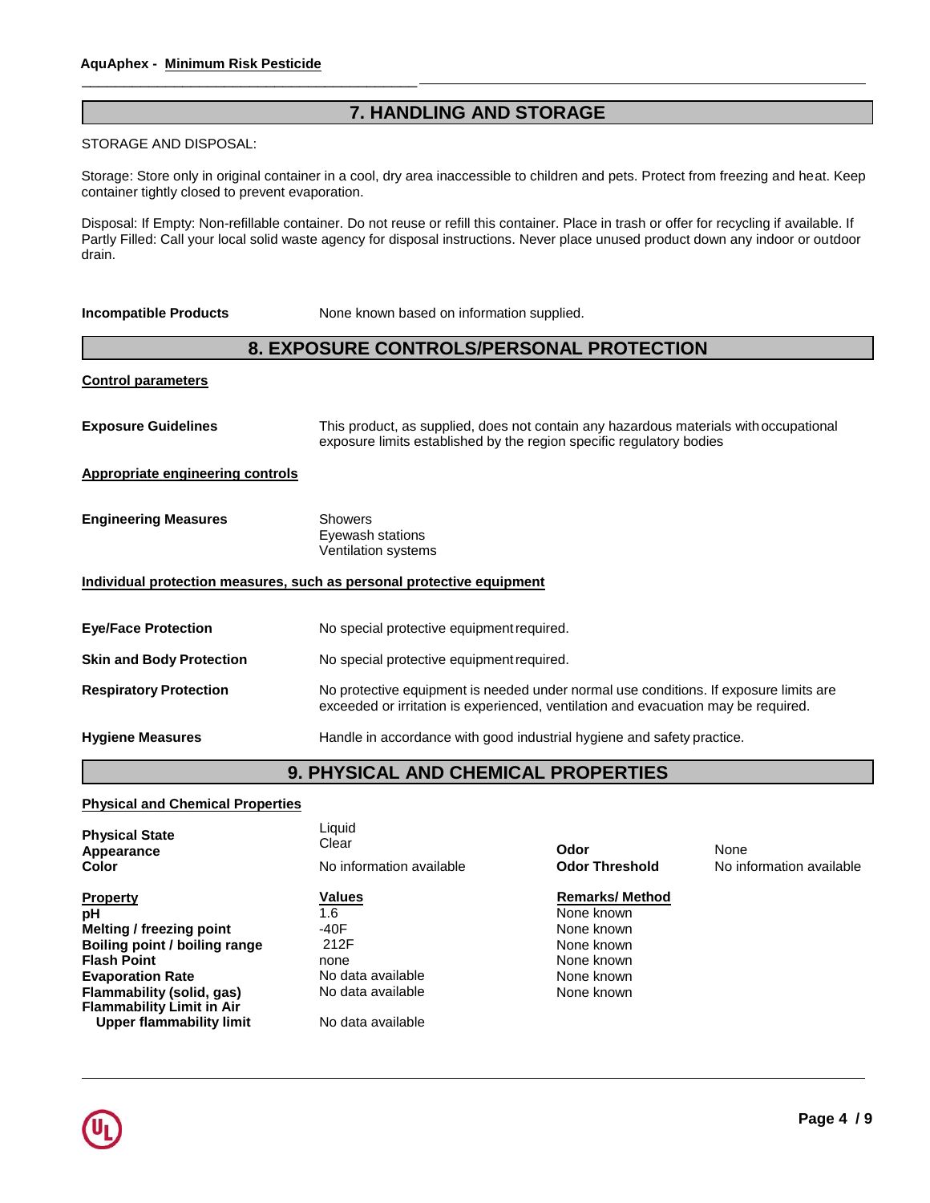## 7. HANDLING AND STORAGE

STORAGE AND DISPOSAL:

Storage: Store only in original container in a cool, dry area inaccessible to children and pets. Protect from freezing and heat. Keep container tightly closed to prevent evaporation.

Disposal: If Empty: Non-refillable container. Do not reuse or refill this container. Place in trash or offer for recycling if available. If Partly Filled: Call your local solid waste agency for disposal instructions. Never place unused product down any indoor or outdoor drain.

**Incompatible Products** None known based on information supplied.

## 8. EXPOSURE CONTROLS/PERSONAL PROTECTION

**Control parameters**

**Exposure Guidelines** This product, as supplied, does not contain any hazardous materials with occupational exposure limits established by the region specific regulatory bodies

**Appropriate engineering controls**

**Engineering Measures**
Showers
Eyewash stations
Ventilation systems

**Individual protection measures, such as personal protective equipment**

**Eye/Face Protection** No special protective equipment required.

**Skin and Body Protection** No special protective equipment required.

**Respiratory Protection** No protective equipment is needed under normal use conditions. If exposure limits are exceeded or irritation is experienced, ventilation and evacuation may be required.

**Hygiene Measures** Handle in accordance with good industrial hygiene and safety practice.

## 9. PHYSICAL AND CHEMICAL PROPERTIES

**Physical and Chemical Properties**

**Physical State** Liquid
**Appearance** Clear
**Color** No information available
**Odor** None
**Odor Threshold** No information available

| Property | Values | Remarks/ Method |
|---|---|---|
| **pH** | 1.6 | None known |
| **Melting / freezing point** | -40F | None known |
| **Boiling point / boiling range** | 212F | None known |
| **Flash Point** | none | None known |
| **Evaporation Rate** | No data available | None known |
| **Flammability (solid, gas)** | No data available | None known |
| **Flammability Limit in Air** | | |
| **Upper flammability limit** | No data available | |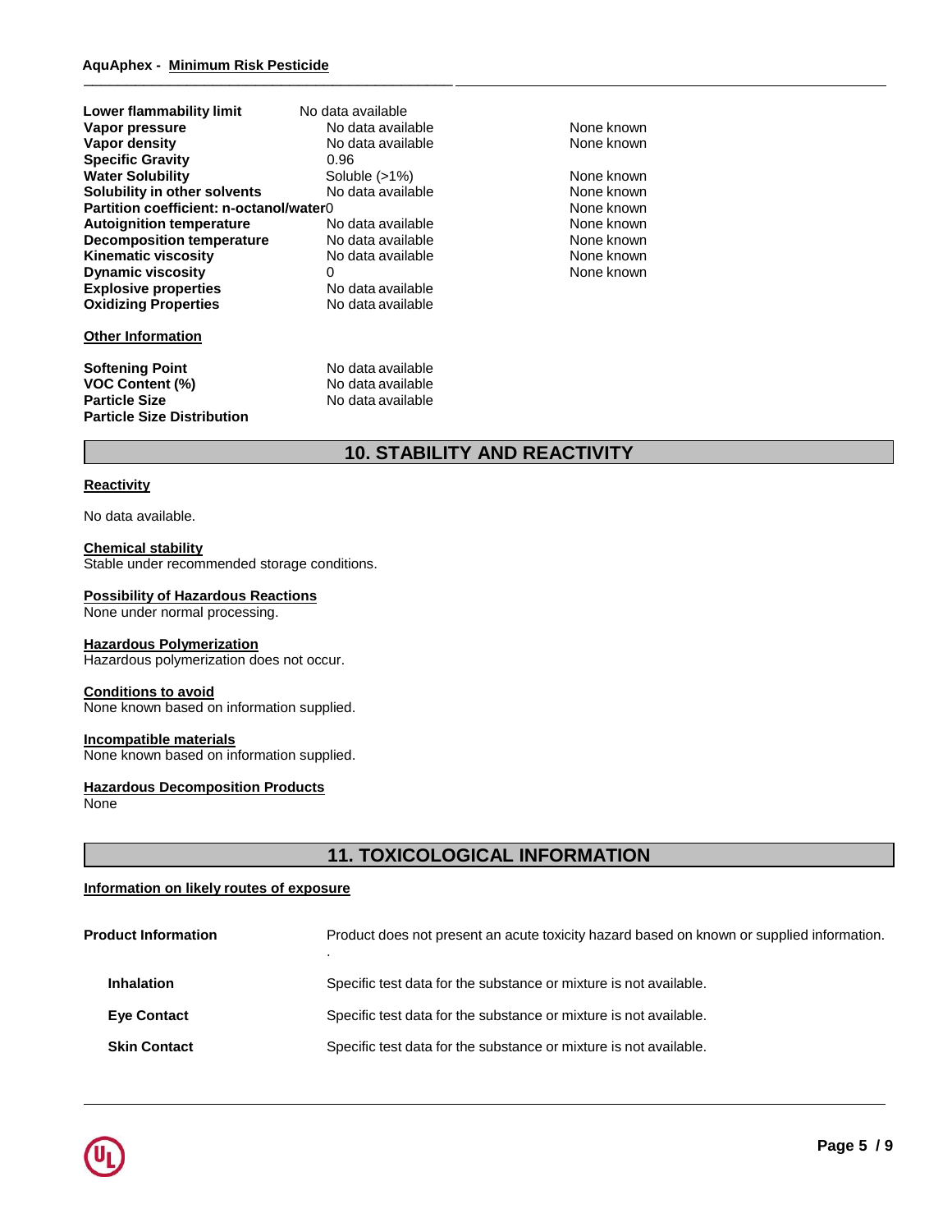| Property | Value | Remarks |
| --- | --- | --- |
| **Lower flammability limit** | No data available | |
| **Vapor pressure** | No data available | None known |
| **Vapor density** | No data available | None known |
| **Specific Gravity** | 0.96 | |
| **Water Solubility** | Soluble (>1%) | None known |
| **Solubility in other solvents** | No data available | None known |
| **Partition coefficient: n-octanol/water** | 0 | None known |
| **Autoignition temperature** | No data available | None known |
| **Decomposition temperature** | No data available | None known |
| **Kinematic viscosity** | No data available | None known |
| **Dynamic viscosity** | 0 | None known |
| **Explosive properties** | No data available | |
| **Oxidizing Properties** | No data available | |

**Other Information**

| Property | Value |
| --- | --- |
| **Softening Point** | No data available |
| **VOC Content (%)** | No data available |
| **Particle Size** | No data available |
| **Particle Size Distribution** | |

## 10. STABILITY AND REACTIVITY

**Reactivity**

No data available.

**Chemical stability**
Stable under recommended storage conditions.

**Possibility of Hazardous Reactions**
None under normal processing.

**Hazardous Polymerization**
Hazardous polymerization does not occur.

**Conditions to avoid**
None known based on information supplied.

**Incompatible materials**
None known based on information supplied.

**Hazardous Decomposition Products**
None

## 11. TOXICOLOGICAL INFORMATION

**Information on likely routes of exposure**

| | |
| --- | --- |
| **Product Information** | Product does not present an acute toxicity hazard based on known or supplied information. . |
| **Inhalation** | Specific test data for the substance or mixture is not available. |
| **Eye Contact** | Specific test data for the substance or mixture is not available. |
| **Skin Contact** | Specific test data for the substance or mixture is not available. |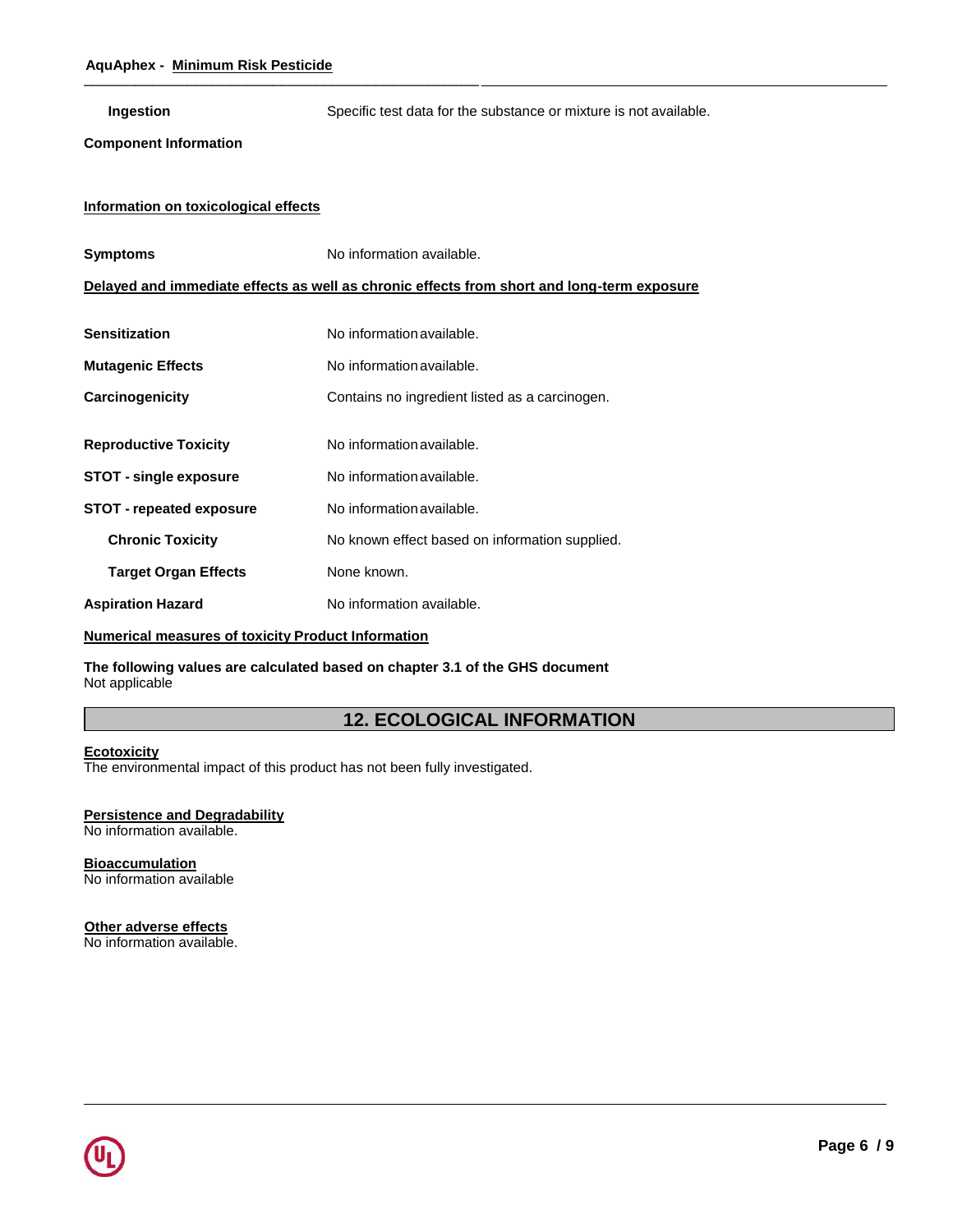**Ingestion** Specific test data for the substance or mixture is not available.

**Component Information**

**Information on toxicological effects**

**Symptoms** No information available.

**Delayed and immediate effects as well as chronic effects from short and long-term exposure**

| | |
|---|---|
| **Sensitization** | No information available. |
| **Mutagenic Effects** | No information available. |
| **Carcinogenicity** | Contains no ingredient listed as a carcinogen. |
| **Reproductive Toxicity** | No information available. |
| **STOT - single exposure** | No information available. |
| **STOT - repeated exposure** | No information available. |
| **Chronic Toxicity** | No known effect based on information supplied. |
| **Target Organ Effects** | None known. |
| **Aspiration Hazard** | No information available. |

**Numerical measures of toxicity Product Information**

**The following values are calculated based on chapter 3.1 of the GHS document**
Not applicable

## 12. ECOLOGICAL INFORMATION

**Ecotoxicity**
The environmental impact of this product has not been fully investigated.

**Persistence and Degradability**
No information available.

**Bioaccumulation**
No information available

**Other adverse effects**
No information available.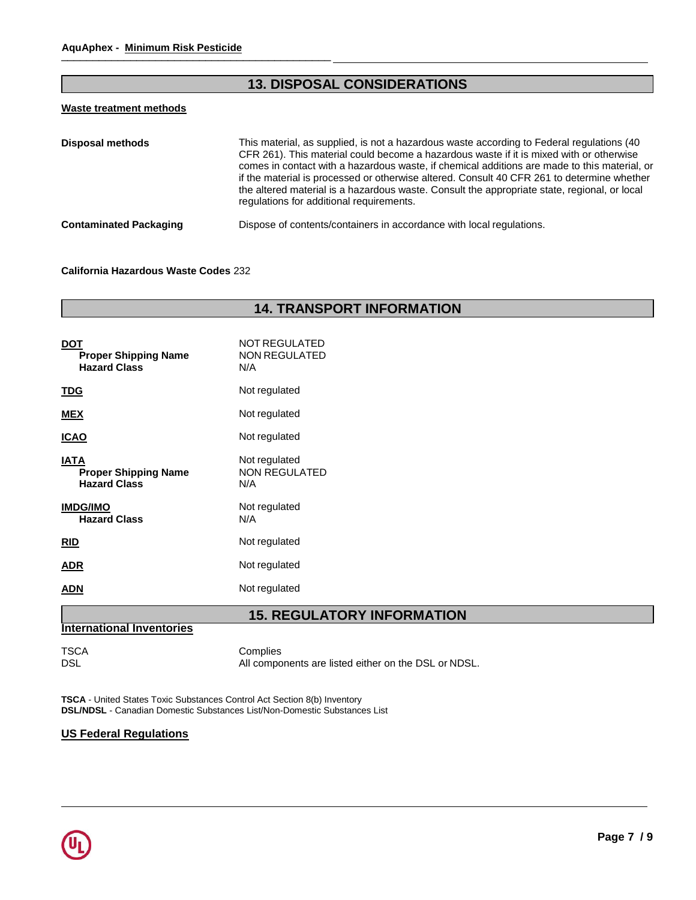## 13. DISPOSAL CONSIDERATIONS

**Waste treatment methods**

| | |
|---|---|
| **Disposal methods** | This material, as supplied, is not a hazardous waste according to Federal regulations (40 CFR 261). This material could become a hazardous waste if it is mixed with or otherwise comes in contact with a hazardous waste, if chemical additions are made to this material, or if the material is processed or otherwise altered. Consult 40 CFR 261 to determine whether the altered material is a hazardous waste. Consult the appropriate state, regional, or local regulations for additional requirements. |
| **Contaminated Packaging** | Dispose of contents/containers in accordance with local regulations. |

**California Hazardous Waste Codes** 232

## 14. TRANSPORT INFORMATION

| | |
|---|---|
| **DOT** | NOT REGULATED |
| **Proper Shipping Name** | NON REGULATED |
| **Hazard Class** | N/A |
| **TDG** | Not regulated |
| **MEX** | Not regulated |
| **ICAO** | Not regulated |
| **IATA** | Not regulated |
| **Proper Shipping Name** | NON REGULATED |
| **Hazard Class** | N/A |
| **IMDG/IMO** | Not regulated |
| **Hazard Class** | N/A |
| **RID** | Not regulated |
| **ADR** | Not regulated |
| **ADN** | Not regulated |

## 15. REGULATORY INFORMATION

**International Inventories**

| | |
|---|---|
| TSCA | Complies |
| DSL | All components are listed either on the DSL or NDSL. |

**TSCA** - United States Toxic Substances Control Act Section 8(b) Inventory
**DSL/NDSL** - Canadian Domestic Substances List/Non-Domestic Substances List

**US Federal Regulations**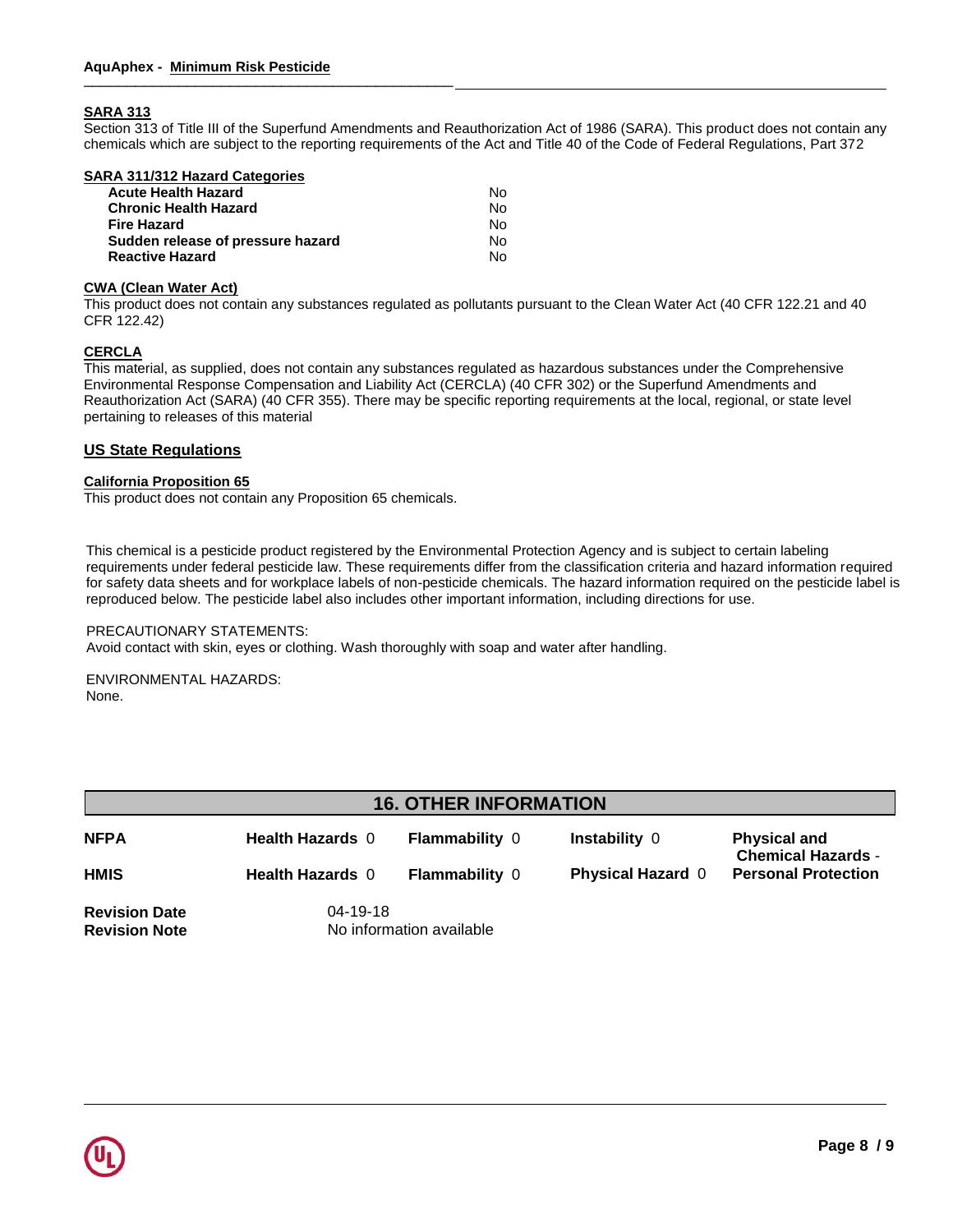#### SARA 313

Section 313 of Title III of the Superfund Amendments and Reauthorization Act of 1986 (SARA). This product does not contain any chemicals which are subject to the reporting requirements of the Act and Title 40 of the Code of Federal Regulations, Part 372

#### SARA 311/312 Hazard Categories

| | |
|---|---|
| **Acute Health Hazard** | No |
| **Chronic Health Hazard** | No |
| **Fire Hazard** | No |
| **Sudden release of pressure hazard** | No |
| **Reactive Hazard** | No |

#### CWA (Clean Water Act)

This product does not contain any substances regulated as pollutants pursuant to the Clean Water Act (40 CFR 122.21 and 40 CFR 122.42)

#### CERCLA

This material, as supplied, does not contain any substances regulated as hazardous substances under the Comprehensive Environmental Response Compensation and Liability Act (CERCLA) (40 CFR 302) or the Superfund Amendments and Reauthorization Act (SARA) (40 CFR 355). There may be specific reporting requirements at the local, regional, or state level pertaining to releases of this material

### US State Regulations

#### California Proposition 65

This product does not contain any Proposition 65 chemicals.

This chemical is a pesticide product registered by the Environmental Protection Agency and is subject to certain labeling requirements under federal pesticide law. These requirements differ from the classification criteria and hazard information required for safety data sheets and for workplace labels of non-pesticide chemicals. The hazard information required on the pesticide label is reproduced below. The pesticide label also includes other important information, including directions for use.

PRECAUTIONARY STATEMENTS:
Avoid contact with skin, eyes or clothing. Wash thoroughly with soap and water after handling.

ENVIRONMENTAL HAZARDS:
None.

## 16. OTHER INFORMATION

| | | | | |
|---|---|---|---|---|
| **NFPA** | **Health Hazards** 0 | **Flammability** 0 | **Instability** 0 | **Physical and Chemical Hazards** - |
| **HMIS** | **Health Hazards** 0 | **Flammability** 0 | **Physical Hazard** 0 | **Personal Protection** |

**Revision Date** 04-19-18
**Revision Note** No information available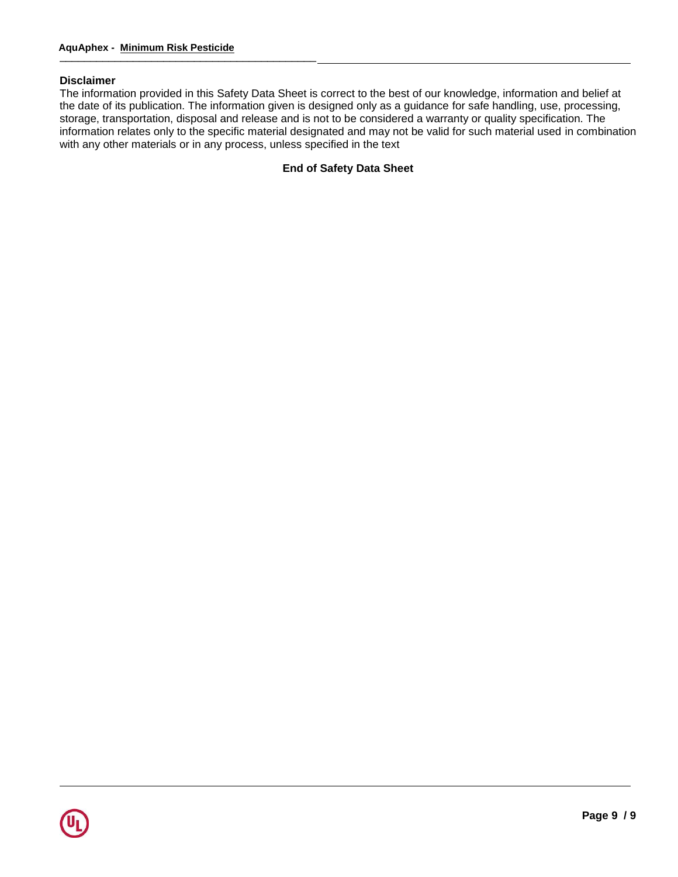### Disclaimer

The information provided in this Safety Data Sheet is correct to the best of our knowledge, information and belief at the date of its publication. The information given is designed only as a guidance for safe handling, use, processing, storage, transportation, disposal and release and is not to be considered a warranty or quality specification. The information relates only to the specific material designated and may not be valid for such material used in combination with any other materials or in any process, unless specified in the text

**End of Safety Data Sheet**